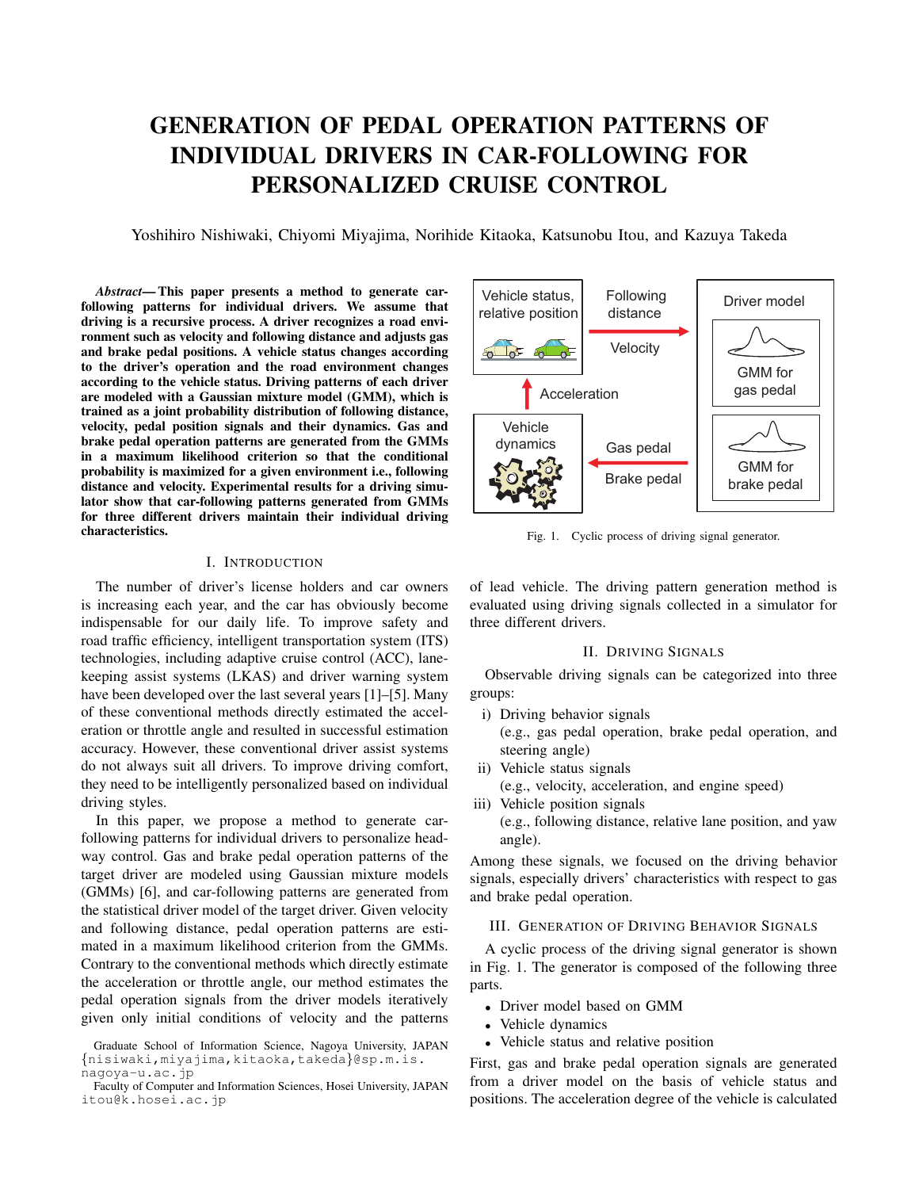# GENERATION OF PEDAL OPERATION PATTERNS OF INDIVIDUAL DRIVERS IN CAR-FOLLOWING FOR PERSONALIZED CRUISE CONTROL

Yoshihiro Nishiwaki, Chiyomi Miyajima, Norihide Kitaoka, Katsunobu Itou, and Kazuya Takeda

***Abstract*— This paper presents a method to generate car-following patterns for individual drivers. We assume that driving is a recursive process. A driver recognizes a road environment such as velocity and following distance and adjusts gas and brake pedal positions. A vehicle status changes according to the driver's operation and the road environment changes according to the vehicle status. Driving patterns of each driver are modeled with a Gaussian mixture model (GMM), which is trained as a joint probability distribution of following distance, velocity, pedal position signals and their dynamics. Gas and brake pedal operation patterns are generated from the GMMs in a maximum likelihood criterion so that the conditional probability is maximized for a given environment i.e., following distance and velocity. Experimental results for a driving simulator show that car-following patterns generated from GMMs for three different drivers maintain their individual driving characteristics.**

## I. Introduction

The number of driver's license holders and car owners is increasing each year, and the car has obviously become indispensable for our daily life. To improve safety and road traffic efficiency, intelligent transportation system (ITS) technologies, including adaptive cruise control (ACC), lane-keeping assist systems (LKAS) and driver warning system have been developed over the last several years [1]–[5]. Many of these conventional methods directly estimated the acceleration or throttle angle and resulted in successful estimation accuracy. However, these conventional driver assist systems do not always suit all drivers. To improve driving comfort, they need to be intelligently personalized based on individual driving styles.

In this paper, we propose a method to generate car-following patterns for individual drivers to personalize headway control. Gas and brake pedal operation patterns of the target driver are modeled using Gaussian mixture models (GMMs) [6], and car-following patterns are generated from the statistical driver model of the target driver. Given velocity and following distance, pedal operation patterns are estimated in a maximum likelihood criterion from the GMMs. Contrary to the conventional methods which directly estimate the acceleration or throttle angle, our method estimates the pedal operation signals from the driver models iteratively given only initial conditions of velocity and the patterns of lead vehicle. The driving pattern generation method is evaluated using driving signals collected in a simulator for three different drivers.

Graduate School of Information Science, Nagoya University, JAPAN {nisiwaki,miyajima,kitaoka,takeda}@sp.m.is.nagoya-u.ac.jp

Faculty of Computer and Information Sciences, Hosei University, JAPAN itou@k.hosei.ac.jp

Vehicle status, relative position | Following distance | Velocity | Driver model | GMM for gas pedal | GMM for brake pedal | Acceleration | Vehicle dynamics | Gas pedal | Brake pedal

Fig. 1. Cyclic process of driving signal generator.

## II. Driving Signals

Observable driving signals can be categorized into three groups:

i) Driving behavior signals
   (e.g., gas pedal operation, brake pedal operation, and steering angle)
ii) Vehicle status signals
   (e.g., velocity, acceleration, and engine speed)
iii) Vehicle position signals
   (e.g., following distance, relative lane position, and yaw angle).

Among these signals, we focused on the driving behavior signals, especially drivers' characteristics with respect to gas and brake pedal operation.

## III. Generation of Driving Behavior Signals

A cyclic process of the driving signal generator is shown in Fig. 1. The generator is composed of the following three parts.

- Driver model based on GMM
- Vehicle dynamics
- Vehicle status and relative position

First, gas and brake pedal operation signals are generated from a driver model on the basis of vehicle status and positions. The acceleration degree of the vehicle is calculated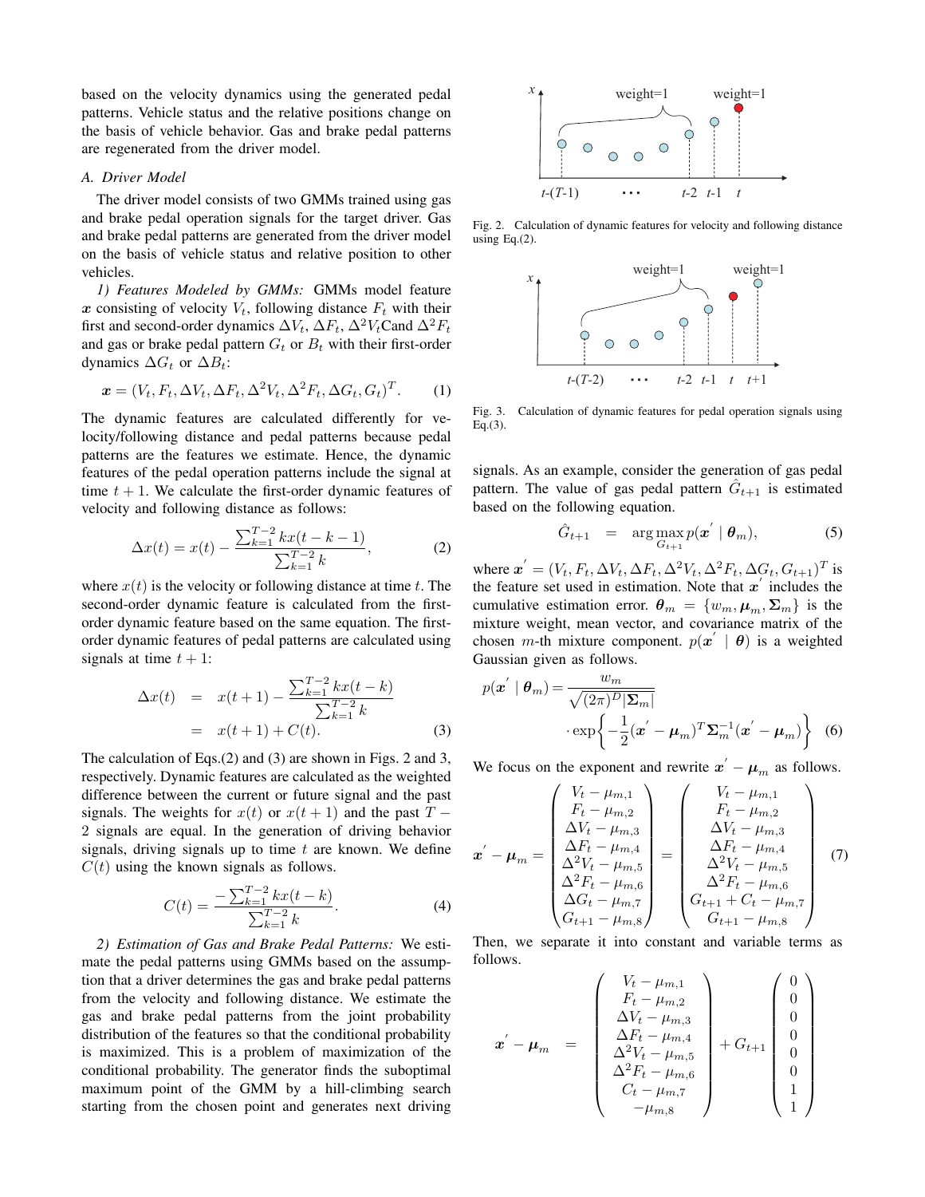based on the velocity dynamics using the generated pedal patterns. Vehicle status and the relative positions change on the basis of vehicle behavior. Gas and brake pedal patterns are regenerated from the driver model.

### A. Driver Model

The driver model consists of two GMMs trained using gas and brake pedal operation signals for the target driver. Gas and brake pedal patterns are generated from the driver model on the basis of vehicle status and relative position to other vehicles.

*1) Features Modeled by GMMs:* GMMs model feature $\boldsymbol{x}$ consisting of velocity $V_t$, following distance $F_t$ with their first and second-order dynamics $\Delta V_t$, $\Delta F_t$, $\Delta^2 V_t$Cand $\Delta^2 F_t$ and gas or brake pedal pattern $G_t$ or $B_t$ with their first-order dynamics $\Delta G_t$ or $\Delta B_t$:

$$\boldsymbol{x} = (V_t, F_t, \Delta V_t, \Delta F_t, \Delta^2 V_t, \Delta^2 F_t, \Delta G_t, G_t)^T. \quad (1)$$

The dynamic features are calculated differently for velocity/following distance and pedal patterns because pedal patterns are the features we estimate. Hence, the dynamic features of the pedal operation patterns include the signal at time $t+1$. We calculate the first-order dynamic features of velocity and following distance as follows:

$$\Delta x(t) = x(t) - \frac{\sum_{k=1}^{T-2} k x(t-k-1)}{\sum_{k=1}^{T-2} k}, \quad (2)$$

where $x(t)$ is the velocity or following distance at time $t$. The second-order dynamic feature is calculated from the first-order dynamic feature based on the same equation. The first-order dynamic features of pedal patterns are calculated using signals at time $t+1$:

$$\begin{aligned} \Delta x(t) &= x(t+1) - \frac{\sum_{k=1}^{T-2} k x(t-k)}{\sum_{k=1}^{T-2} k} \\ &= x(t+1) + C(t). \end{aligned} \quad (3)$$

The calculation of Eqs.(2) and (3) are shown in Figs. 2 and 3, respectively. Dynamic features are calculated as the weighted difference between the current or future signal and the past signals. The weights for $x(t)$ or $x(t+1)$ and the past $T-2$ signals are equal. In the generation of driving behavior signals, driving signals up to time $t$ are known. We define $C(t)$ using the known signals as follows.

$$C(t) = \frac{-\sum_{k=1}^{T-2} k x(t-k)}{\sum_{k=1}^{T-2} k}. \quad (4)$$

*2) Estimation of Gas and Brake Pedal Patterns:* We estimate the pedal patterns using GMMs based on the assumption that a driver determines the gas and brake pedal patterns from the velocity and following distance. We estimate the gas and brake pedal patterns from the joint probability distribution of the features so that the conditional probability is maximized. This is a problem of maximization of the conditional probability. The generator finds the suboptimal maximum point of the GMM by a hill-climbing search starting from the chosen point and generates next driving

Fig. 2. Calculation of dynamic features for velocity and following distance using Eq.(2).

Fig. 3. Calculation of dynamic features for pedal operation signals using Eq.(3).

signals. As an example, consider the generation of gas pedal pattern. The value of gas pedal pattern $\hat{G}_{t+1}$ is estimated based on the following equation.

$$\hat{G}_{t+1} = \arg\max_{G_{t+1}} p(\boldsymbol{x}' \mid \boldsymbol{\theta}_m), \quad (5)$$

where $\boldsymbol{x}' = (V_t, F_t, \Delta V_t, \Delta F_t, \Delta^2 V_t, \Delta^2 F_t, \Delta G_t, G_{t+1})^T$ is the feature set used in estimation. Note that $\boldsymbol{x}'$ includes the cumulative estimation error. $\boldsymbol{\theta}_m = \{w_m, \boldsymbol{\mu}_m, \boldsymbol{\Sigma}_m\}$ is the mixture weight, mean vector, and covariance matrix of the chosen $m$-th mixture component. $p(\boldsymbol{x}' \mid \boldsymbol{\theta})$ is a weighted Gaussian given as follows.

$$p(\boldsymbol{x}' \mid \boldsymbol{\theta}_m) = \frac{w_m}{\sqrt{(2\pi)^D |\boldsymbol{\Sigma}_m|}} \cdot \exp\left\{ -\frac{1}{2}(\boldsymbol{x}' - \boldsymbol{\mu}_m)^T \boldsymbol{\Sigma}_m^{-1} (\boldsymbol{x}' - \boldsymbol{\mu}_m) \right\} \quad (6)$$

We focus on the exponent and rewrite $\boldsymbol{x}' - \boldsymbol{\mu}_m$ as follows.

$$\boldsymbol{x}' - \boldsymbol{\mu}_m = \begin{pmatrix} V_t - \mu_{m,1} \\ F_t - \mu_{m,2} \\ \Delta V_t - \mu_{m,3} \\ \Delta F_t - \mu_{m,4} \\ \Delta^2 V_t - \mu_{m,5} \\ \Delta^2 F_t - \mu_{m,6} \\ \Delta G_t - \mu_{m,7} \\ G_{t+1} - \mu_{m,8} \end{pmatrix} = \begin{pmatrix} V_t - \mu_{m,1} \\ F_t - \mu_{m,2} \\ \Delta V_t - \mu_{m,3} \\ \Delta F_t - \mu_{m,4} \\ \Delta^2 V_t - \mu_{m,5} \\ \Delta^2 F_t - \mu_{m,6} \\ G_{t+1} + C_t - \mu_{m,7} \\ G_{t+1} - \mu_{m,8} \end{pmatrix} \quad (7)$$

Then, we separate it into constant and variable terms as follows.

$$\boldsymbol{x}' - \boldsymbol{\mu}_m = \begin{pmatrix} V_t - \mu_{m,1} \\ F_t - \mu_{m,2} \\ \Delta V_t - \mu_{m,3} \\ \Delta F_t - \mu_{m,4} \\ \Delta^2 V_t - \mu_{m,5} \\ \Delta^2 F_t - \mu_{m,6} \\ C_t - \mu_{m,7} \\ -\mu_{m,8} \end{pmatrix} + G_{t+1} \begin{pmatrix} 0 \\ 0 \\ 0 \\ 0 \\ 0 \\ 0 \\ 1 \\ 1 \end{pmatrix}$$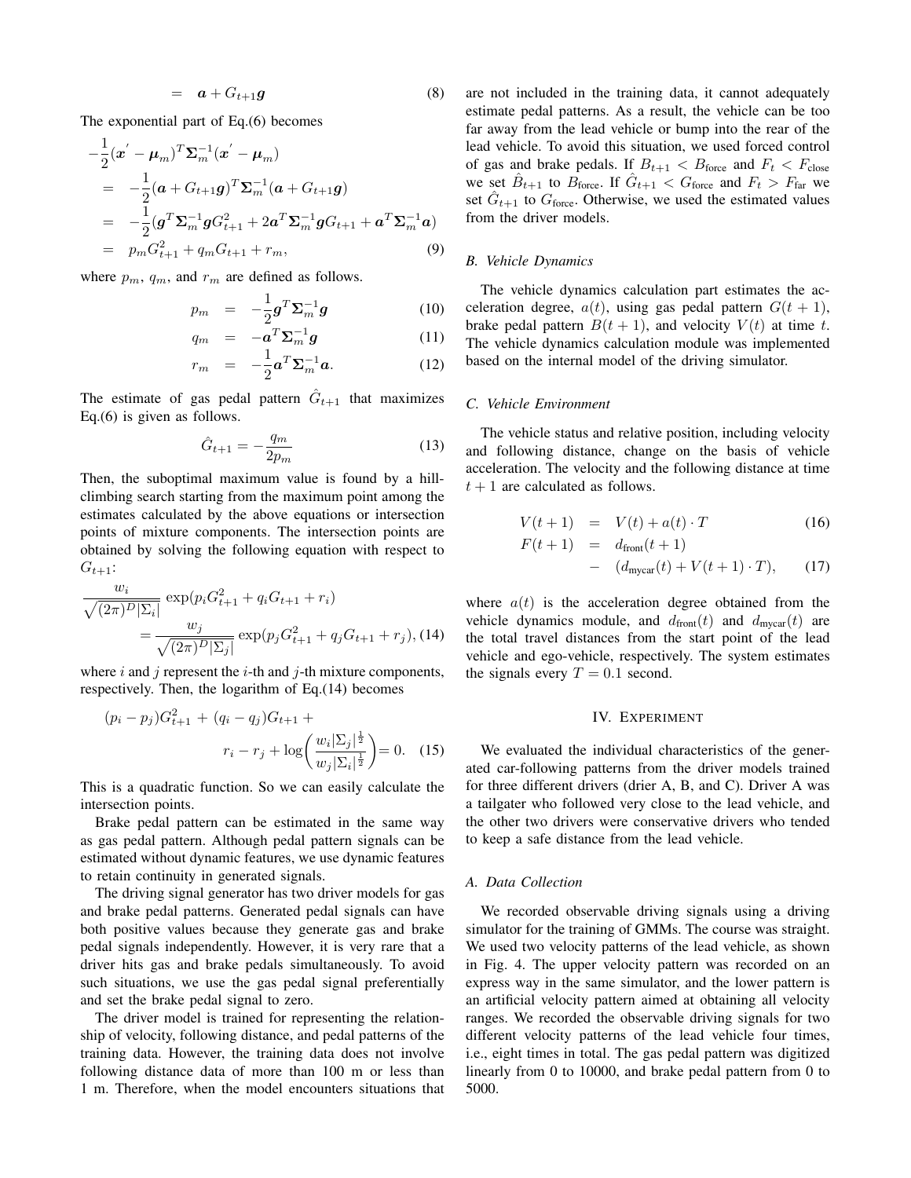$$= \quad \boldsymbol{a} + G_{t+1}\boldsymbol{g} \tag{8}$$

The exponential part of Eq.(6) becomes

$$\begin{aligned}
&-\frac{1}{2}(\boldsymbol{x}^{'} - \boldsymbol{\mu}_m)^T \boldsymbol{\Sigma}_m^{-1} (\boldsymbol{x}^{'} - \boldsymbol{\mu}_m) \\
&= \quad -\frac{1}{2}(\boldsymbol{a} + G_{t+1}\boldsymbol{g})^T \boldsymbol{\Sigma}_m^{-1} (\boldsymbol{a} + G_{t+1}\boldsymbol{g}) \\
&= \quad -\frac{1}{2}(\boldsymbol{g}^T \boldsymbol{\Sigma}_m^{-1} \boldsymbol{g} G_{t+1}^2 + 2\boldsymbol{a}^T \boldsymbol{\Sigma}_m^{-1} \boldsymbol{g} G_{t+1} + \boldsymbol{a}^T \boldsymbol{\Sigma}_m^{-1} \boldsymbol{a}) \\
&= \quad p_m G_{t+1}^2 + q_m G_{t+1} + r_m, \qquad (9)
\end{aligned}$$

where $p_m$, $q_m$, and $r_m$ are defined as follows.

$$p_m = -\frac{1}{2}\boldsymbol{g}^T \boldsymbol{\Sigma}_m^{-1} \boldsymbol{g} \tag{10}$$

$$q_m = -\boldsymbol{a}^T \boldsymbol{\Sigma}_m^{-1} \boldsymbol{g} \tag{11}$$

$$r_m = -\frac{1}{2}\boldsymbol{a}^T \boldsymbol{\Sigma}_m^{-1} \boldsymbol{a}. \tag{12}$$

The estimate of gas pedal pattern $\hat{G}_{t+1}$ that maximizes Eq.(6) is given as follows.

$$\hat{G}_{t+1} = -\frac{q_m}{2p_m} \tag{13}$$

Then, the suboptimal maximum value is found by a hill-climbing search starting from the maximum point among the estimates calculated by the above equations or intersection points of mixture components. The intersection points are obtained by solving the following equation with respect to $G_{t+1}$:

$$\begin{aligned}
\frac{w_i}{\sqrt{(2\pi)^D |\Sigma_i|}} & \exp(p_i G_{t+1}^2 + q_i G_{t+1} + r_i) \\
&= \frac{w_j}{\sqrt{(2\pi)^D |\Sigma_j|}} \exp(p_j G_{t+1}^2 + q_j G_{t+1} + r_j), \quad (14)
\end{aligned}$$

where $i$ and $j$ represent the $i$-th and $j$-th mixture components, respectively. Then, the logarithm of Eq.(14) becomes

$$\begin{aligned}
(p_i - p_j)G_{t+1}^2 &+ (q_i - q_j)G_{t+1} + \\
& r_i - r_j + \log\left(\frac{w_i |\Sigma_j|^{\frac{1}{2}}}{w_j |\Sigma_i|^{\frac{1}{2}}}\right) = 0. \quad (15)
\end{aligned}$$

This is a quadratic function. So we can easily calculate the intersection points.

Brake pedal pattern can be estimated in the same way as gas pedal pattern. Although pedal pattern signals can be estimated without dynamic features, we use dynamic features to retain continuity in generated signals.

The driving signal generator has two driver models for gas and brake pedal patterns. Generated pedal signals can have both positive values because they generate gas and brake pedal signals independently. However, it is very rare that a driver hits gas and brake pedals simultaneously. To avoid such situations, we use the gas pedal signal preferentially and set the brake pedal signal to zero.

The driver model is trained for representing the relationship of velocity, following distance, and pedal patterns of the training data. However, the training data does not involve following distance data of more than 100 m or less than 1 m. Therefore, when the model encounters situations that are not included in the training data, it cannot adequately estimate pedal patterns. As a result, the vehicle can be too far away from the lead vehicle or bump into the rear of the lead vehicle. To avoid this situation, we used forced control of gas and brake pedals. If $B_{t+1} < B_{\text{force}}$ and $F_t < F_{\text{close}}$ we set $\hat{B}_{t+1}$ to $B_{\text{force}}$. If $\hat{G}_{t+1} < G_{\text{force}}$ and $F_t > F_{\text{far}}$ we set $\hat{G}_{t+1}$ to $G_{\text{force}}$. Otherwise, we used the estimated values from the driver models.

### B. Vehicle Dynamics

The vehicle dynamics calculation part estimates the acceleration degree, $a(t)$, using gas pedal pattern $G(t+1)$, brake pedal pattern $B(t+1)$, and velocity $V(t)$ at time $t$. The vehicle dynamics calculation module was implemented based on the internal model of the driving simulator.

### C. Vehicle Environment

The vehicle status and relative position, including velocity and following distance, change on the basis of vehicle acceleration. The velocity and the following distance at time $t+1$ are calculated as follows.

$$V(t+1) = V(t) + a(t) \cdot T \tag{16}$$

$$\begin{aligned}
F(t+1) &= d_{\text{front}}(t+1) \\
&\quad - (d_{\text{mycar}}(t) + V(t+1) \cdot T), \qquad (17)
\end{aligned}$$

where $a(t)$ is the acceleration degree obtained from the vehicle dynamics module, and $d_{\text{front}}(t)$ and $d_{\text{mycar}}(t)$ are the total travel distances from the start point of the lead vehicle and ego-vehicle, respectively. The system estimates the signals every $T = 0.1$ second.

## IV. Experiment

We evaluated the individual characteristics of the generated car-following patterns from the driver models trained for three different drivers (drier A, B, and C). Driver A was a tailgater who followed very close to the lead vehicle, and the other two drivers were conservative drivers who tended to keep a safe distance from the lead vehicle.

### A. Data Collection

We recorded observable driving signals using a driving simulator for the training of GMMs. The course was straight. We used two velocity patterns of the lead vehicle, as shown in Fig. 4. The upper velocity pattern was recorded on an express way in the same simulator, and the lower pattern is an artificial velocity pattern aimed at obtaining all velocity ranges. We recorded the observable driving signals for two different velocity patterns of the lead vehicle four times, i.e., eight times in total. The gas pedal pattern was digitized linearly from 0 to 10000, and brake pedal pattern from 0 to 5000.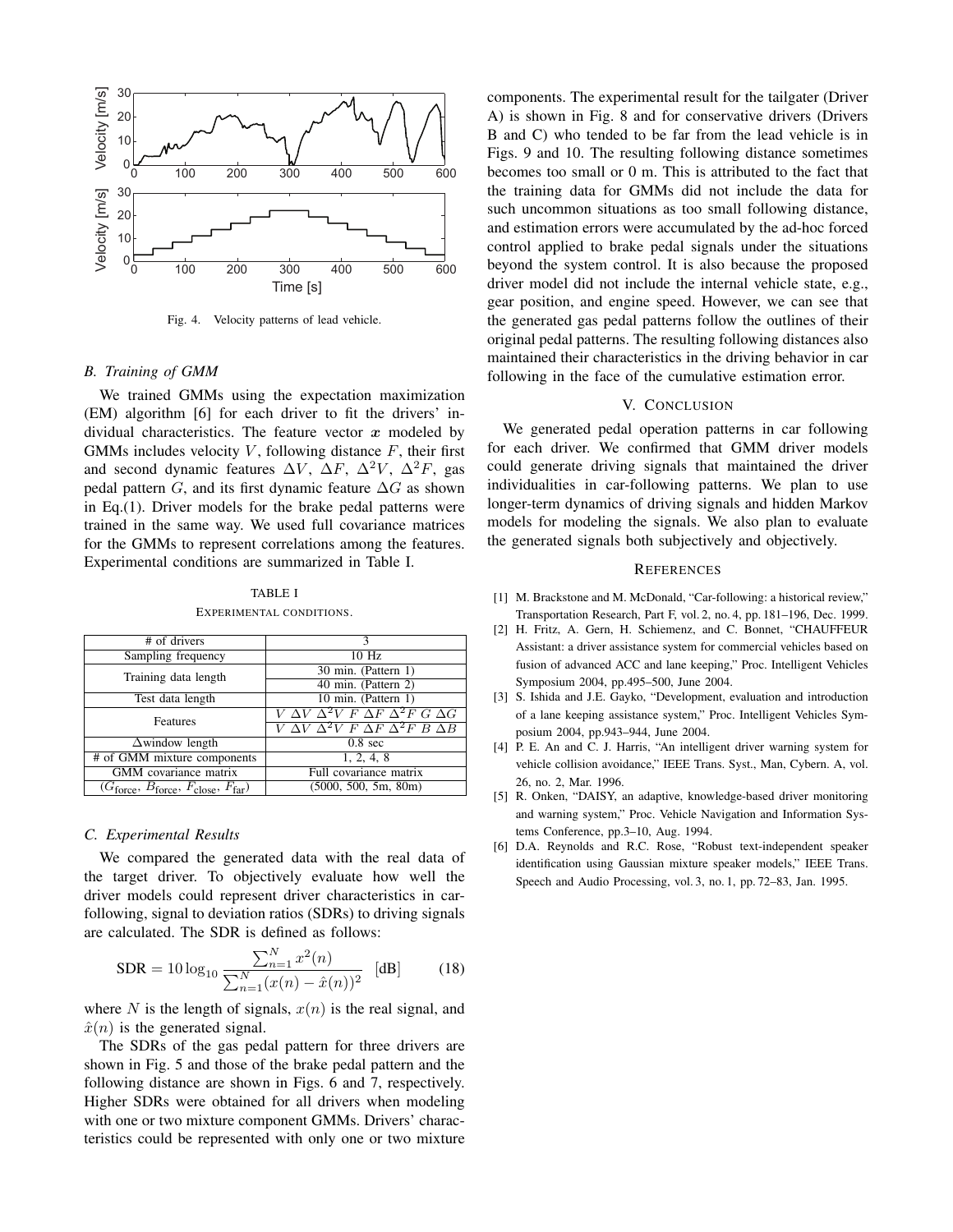Fig. 4. Velocity patterns of lead vehicle.

### B. Training of GMM

We trained GMMs using the expectation maximization (EM) algorithm [6] for each driver to fit the drivers' individual characteristics. The feature vector $\boldsymbol{x}$ modeled by GMMs includes velocity $V$, following distance $F$, their first and second dynamic features $\Delta V$, $\Delta F$, $\Delta^2 V$, $\Delta^2 F$, gas pedal pattern $G$, and its first dynamic feature $\Delta G$ as shown in Eq.(1). Driver models for the brake pedal patterns were trained in the same way. We used full covariance matrices for the GMMs to represent correlations among the features. Experimental conditions are summarized in Table I.

TABLE I

EXPERIMENTAL CONDITIONS.

| # of drivers | 3 |
|---|---|
| Sampling frequency | 10 Hz |
| Training data length | 30 min. (Pattern 1) |
| | 40 min. (Pattern 2) |
| Test data length | 10 min. (Pattern 1) |
| Features | $V\ \Delta V\ \Delta^2 V\ F\ \Delta F\ \Delta^2 F\ G\ \Delta G$ |
| | $V\ \Delta V\ \Delta^2 V\ F\ \Delta F\ \Delta^2 F\ B\ \Delta B$ |
| $\Delta$window length | 0.8 sec |
| # of GMM mixture components | 1, 2, 4, 8 |
| GMM covariance matrix | Full covariance matrix |
| ($G_{\text{force}}$, $B_{\text{force}}$, $F_{\text{close}}$, $F_{\text{far}}$) | (5000, 500, 5m, 80m) |

### C. Experimental Results

We compared the generated data with the real data of the target driver. To objectively evaluate how well the driver models could represent driver characteristics in car-following, signal to deviation ratios (SDRs) to driving signals are calculated. The SDR is defined as follows:

$$\text{SDR} = 10 \log_{10} \frac{\sum_{n=1}^{N} x^2(n)}{\sum_{n=1}^{N} (x(n) - \hat{x}(n))^2} \quad [\text{dB}] \tag{18}$$

where $N$ is the length of signals, $x(n)$ is the real signal, and $\hat{x}(n)$ is the generated signal.

The SDRs of the gas pedal pattern for three drivers are shown in Fig. 5 and those of the brake pedal pattern and the following distance are shown in Figs. 6 and 7, respectively. Higher SDRs were obtained for all drivers when modeling with one or two mixture component GMMs. Drivers' characteristics could be represented with only one or two mixture components. The experimental result for the tailgater (Driver A) is shown in Fig. 8 and for conservative drivers (Drivers B and C) who tended to be far from the lead vehicle is in Figs. 9 and 10. The resulting following distance sometimes becomes too small or 0 m. This is attributed to the fact that the training data for GMMs did not include the data for such uncommon situations as too small following distance, and estimation errors were accumulated by the ad-hoc forced control applied to brake pedal signals under the situations beyond the system control. It is also because the proposed driver model did not include the internal vehicle state, e.g., gear position, and engine speed. However, we can see that the generated gas pedal patterns follow the outlines of their original pedal patterns. The resulting following distances also maintained their characteristics in the driving behavior in car following in the face of the cumulative estimation error.

## V. CONCLUSION

We generated pedal operation patterns in car following for each driver. We confirmed that GMM driver models could generate driving signals that maintained the driver individualities in car-following patterns. We plan to use longer-term dynamics of driving signals and hidden Markov models for modeling the signals. We also plan to evaluate the generated signals both subjectively and objectively.

## REFERENCES

[1] M. Brackstone and M. McDonald, "Car-following: a historical review," Transportation Research, Part F, vol. 2, no. 4, pp. 181–196, Dec. 1999.

[2] H. Fritz, A. Gern, H. Schiemenz, and C. Bonnet, "CHAUFFEUR Assistant: a driver assistance system for commercial vehicles based on fusion of advanced ACC and lane keeping," Proc. Intelligent Vehicles Symposium 2004, pp.495–500, June 2004.

[3] S. Ishida and J.E. Gayko, "Development, evaluation and introduction of a lane keeping assistance system," Proc. Intelligent Vehicles Symposium 2004, pp.943–944, June 2004.

[4] P. E. An and C. J. Harris, "An intelligent driver warning system for vehicle collision avoidance," IEEE Trans. Syst., Man, Cybern. A, vol. 26, no. 2, Mar. 1996.

[5] R. Onken, "DAISY, an adaptive, knowledge-based driver monitoring and warning system," Proc. Vehicle Navigation and Information Systems Conference, pp.3–10, Aug. 1994.

[6] D.A. Reynolds and R.C. Rose, "Robust text-independent speaker identification using Gaussian mixture speaker models," IEEE Trans. Speech and Audio Processing, vol. 3, no. 1, pp. 72–83, Jan. 1995.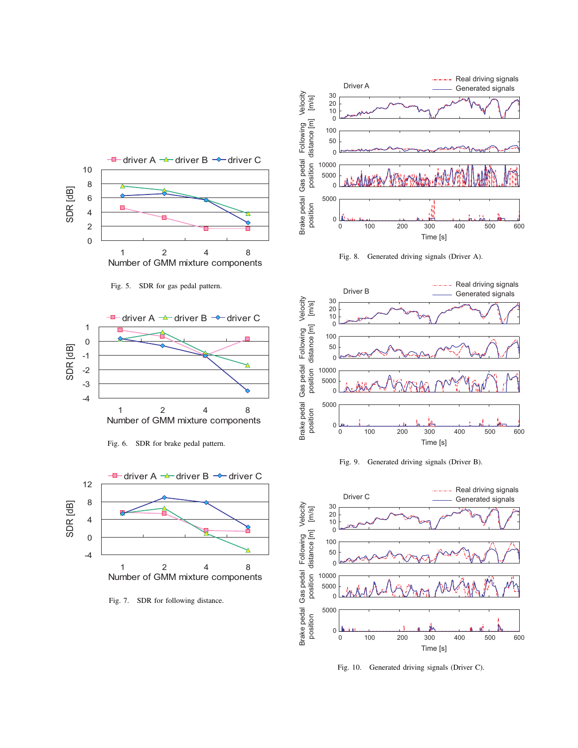driver A driver B driver C

SDR [dB]

10
8
6
4
2
0

1 2 4 8

Number of GMM mixture components

Fig. 5. SDR for gas pedal pattern.

driver A driver B driver C

SDR [dB]

1
0
-1
-2
-3
-4

1 2 4 8

Number of GMM mixture components

Fig. 6. SDR for brake pedal pattern.

driver A driver B driver C

SDR [dB]

12
8
4
0
-4

1 2 4 8

Number of GMM mixture components

Fig. 7. SDR for following distance.

Driver A

Real driving signals
Generated signals

Velocity [m/s]
30 20 10 0

Following distance [m]
100 50 0

Gas pedal position
10000 5000 0

Brake pedal position
5000 0

0 100 200 300 400 500 600

Time [s]

Fig. 8. Generated driving signals (Driver A).

Driver B

Real driving signals
Generated signals

Velocity [m/s]
30 20 10 0

Following distance [m]
100 50 0

Gas pedal position
10000 5000 0

Brake pedal position
5000 0

0 100 200 300 400 500 600

Time [s]

Fig. 9. Generated driving signals (Driver B).

Driver C

Real driving signals
Generated signals

Velocity [m/s]
30 20 10 0

Following distance [m]
100 50 0

Gas pedal position
10000 5000 0

Brake pedal position
5000 0

0 100 200 300 400 500 600

Time [s]

Fig. 10. Generated driving signals (Driver C).